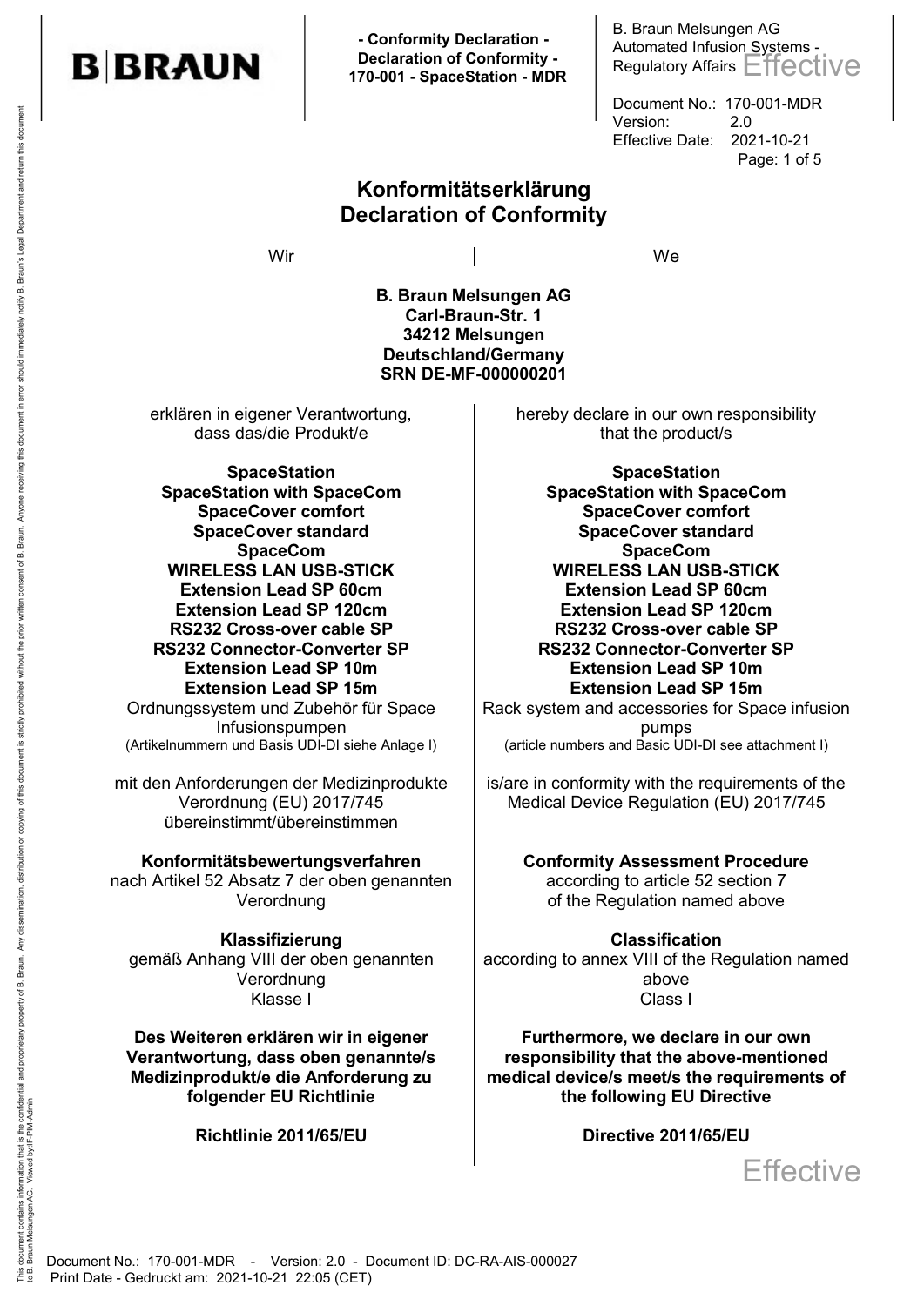# Konformitätserklärung
# Declaration of Conformity

Wir | We

**B. Braun Melsungen AG**
**Carl-Braun-Str. 1**
**34212 Melsungen**
**Deutschland/Germany**
**SRN DE-MF-000000201**

erklären in eigener Verantwortung, dass das/die Produkt/e

**SpaceStation**
**SpaceStation with SpaceCom**
**SpaceCover comfort**
**SpaceCover standard**
**SpaceCom**
**WIRELESS LAN USB-STICK**
**Extension Lead SP 60cm**
**Extension Lead SP 120cm**
**RS232 Cross-over cable SP**
**RS232 Connector-Converter SP**
**Extension Lead SP 10m**
**Extension Lead SP 15m**

Ordnungssystem und Zubehör für Space Infusionspumpen
(Artikelnummern und Basis UDI-DI siehe Anlage I)

mit den Anforderungen der Medizinprodukte Verordnung (EU) 2017/745 übereinstimmt/übereinstimmen

**Konformitätsbewertungsverfahren**
nach Artikel 52 Absatz 7 der oben genannten Verordnung

**Klassifizierung**
gemäß Anhang VIII der oben genannten Verordnung
Klasse I

**Des Weiteren erklären wir in eigener Verantwortung, dass oben genannte/s Medizinprodukt/e die Anforderung zu folgender EU Richtlinie**

**Richtlinie 2011/65/EU**

---

hereby declare in our own responsibility that the product/s

**SpaceStation**
**SpaceStation with SpaceCom**
**SpaceCover comfort**
**SpaceCover standard**
**SpaceCom**
**WIRELESS LAN USB-STICK**
**Extension Lead SP 60cm**
**Extension Lead SP 120cm**
**RS232 Cross-over cable SP**
**RS232 Connector-Converter SP**
**Extension Lead SP 10m**
**Extension Lead SP 15m**

Rack system and accessories for Space infusion pumps
(article numbers and Basic UDI-DI see attachment I)

is/are in conformity with the requirements of the Medical Device Regulation (EU) 2017/745

**Conformity Assessment Procedure**
according to article 52 section 7 of the Regulation named above

**Classification**
according to annex VIII of the Regulation named above
Class I

**Furthermore, we declare in our own responsibility that the above-mentioned medical device/s meet/s the requirements of the following EU Directive**

**Directive 2011/65/EU**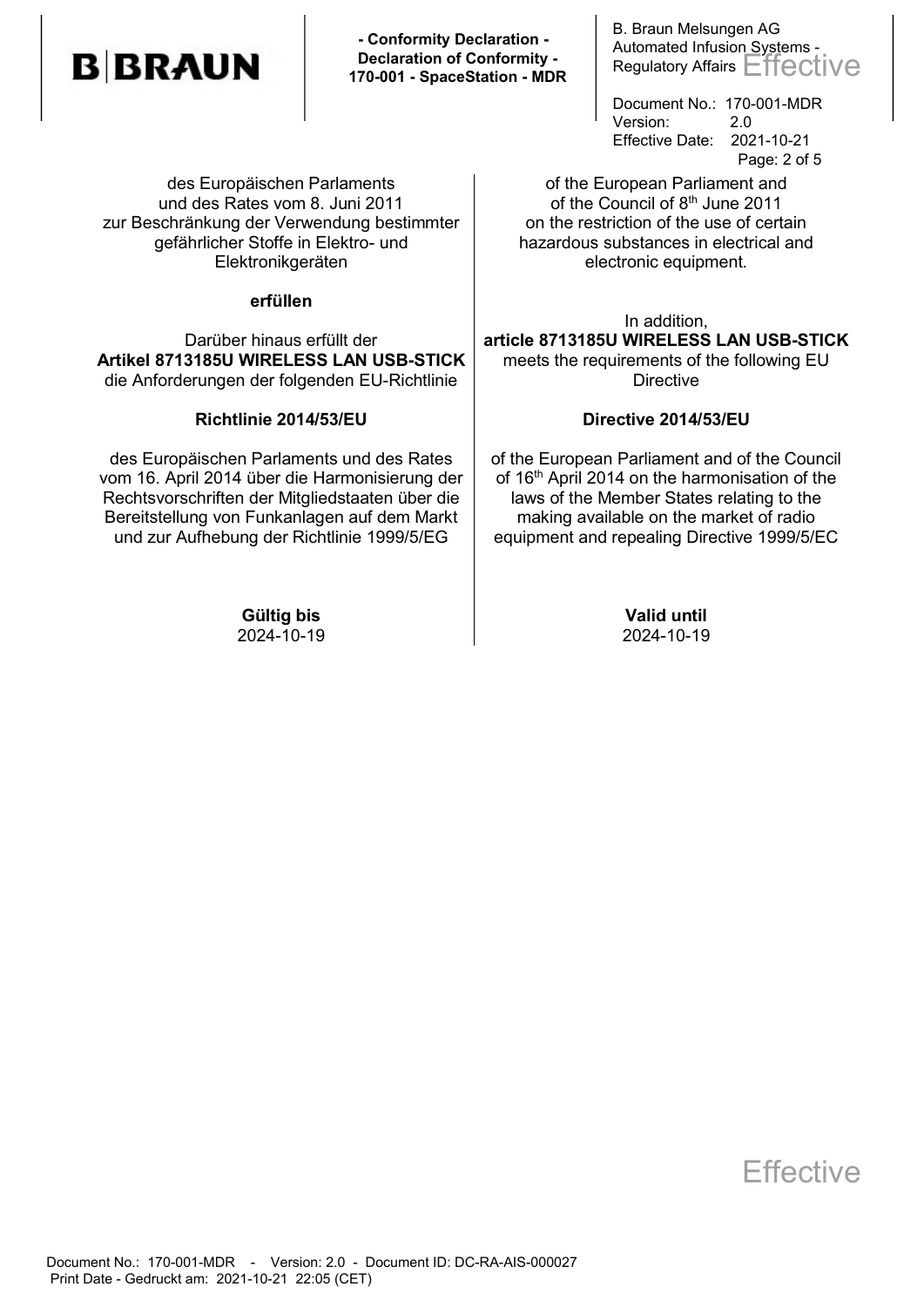| des Europäischen Parlaments und des Rates vom 8. Juni 2011 zur Beschränkung der Verwendung bestimmter gefährlicher Stoffe in Elektro- und Elektronikgeräten | of the European Parliament and of the Council of 8th June 2011 on the restriction of the use of certain hazardous substances in electrical and electronic equipment. |
|---|---|
| **erfüllen** | |
| Darüber hinaus erfüllt der **Artikel 8713185U WIRELESS LAN USB-STICK** die Anforderungen der folgenden EU-Richtlinie | In addition, **article 8713185U WIRELESS LAN USB-STICK** meets the requirements of the following EU Directive |
| **Richtlinie 2014/53/EU** | **Directive 2014/53/EU** |
| des Europäischen Parlaments und des Rates vom 16. April 2014 über die Harmonisierung der Rechtsvorschriften der Mitgliedstaaten über die Bereitstellung von Funkanlagen auf dem Markt und zur Aufhebung der Richtlinie 1999/5/EG | of the European Parliament and of the Council of 16th April 2014 on the harmonisation of the laws of the Member States relating to the making available on the market of radio equipment and repealing Directive 1999/5/EC |
| **Gültig bis** 2024-10-19 | **Valid until** 2024-10-19 |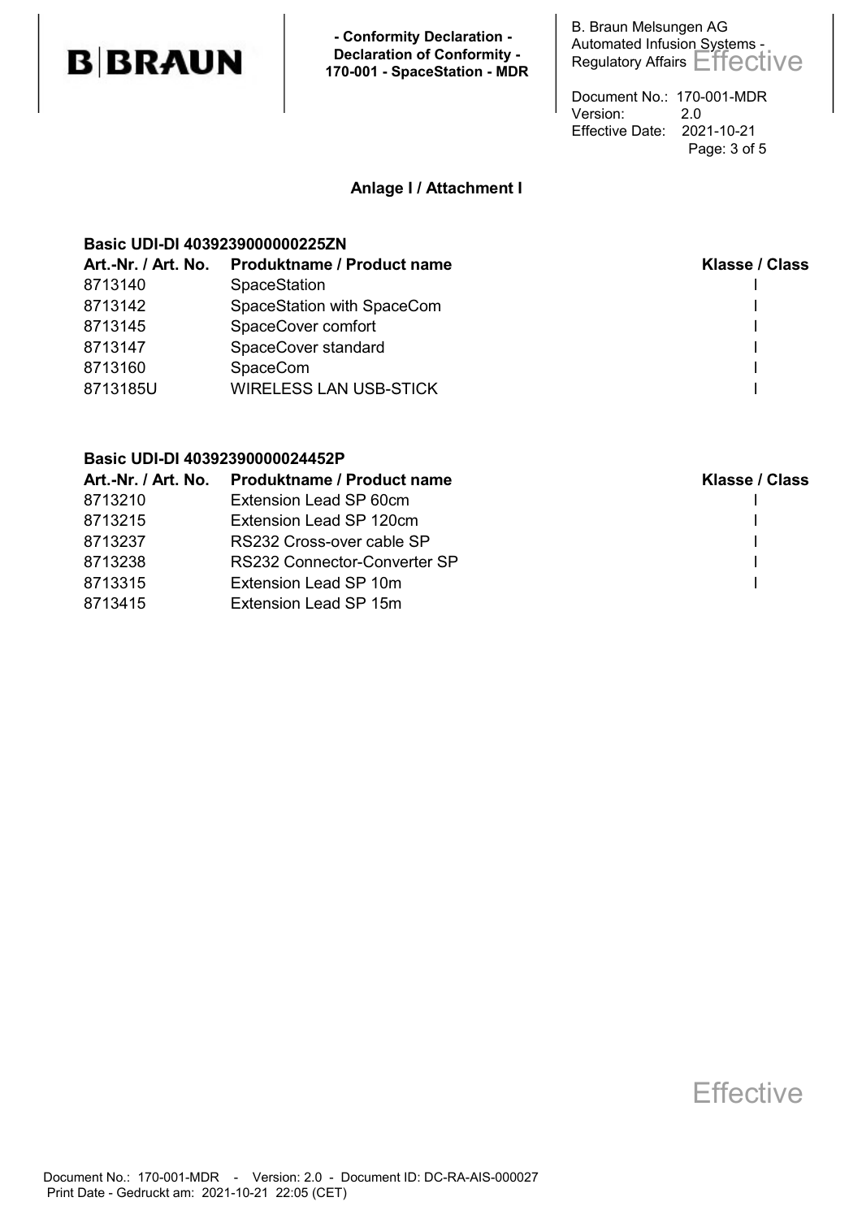## Anlage I / Attachment I

**Basic UDI-DI 40392390000000225ZN**

| Art.-Nr. / Art. No. | Produktname / Product name | Klasse / Class |
|---|---|---|
| 8713140 | SpaceStation | I |
| 8713142 | SpaceStation with SpaceCom | I |
| 8713145 | SpaceCover comfort | I |
| 8713147 | SpaceCover standard | I |
| 8713160 | SpaceCom | I |
| 8713185U | WIRELESS LAN USB-STICK | I |

**Basic UDI-DI 40392390000024452P**

| Art.-Nr. / Art. No. | Produktname / Product name | Klasse / Class |
|---|---|---|
| 8713210 | Extension Lead SP 60cm | I |
| 8713215 | Extension Lead SP 120cm | I |
| 8713237 | RS232 Cross-over cable SP | I |
| 8713238 | RS232 Connector-Converter SP | I |
| 8713315 | Extension Lead SP 10m | I |
| 8713415 | Extension Lead SP 15m | |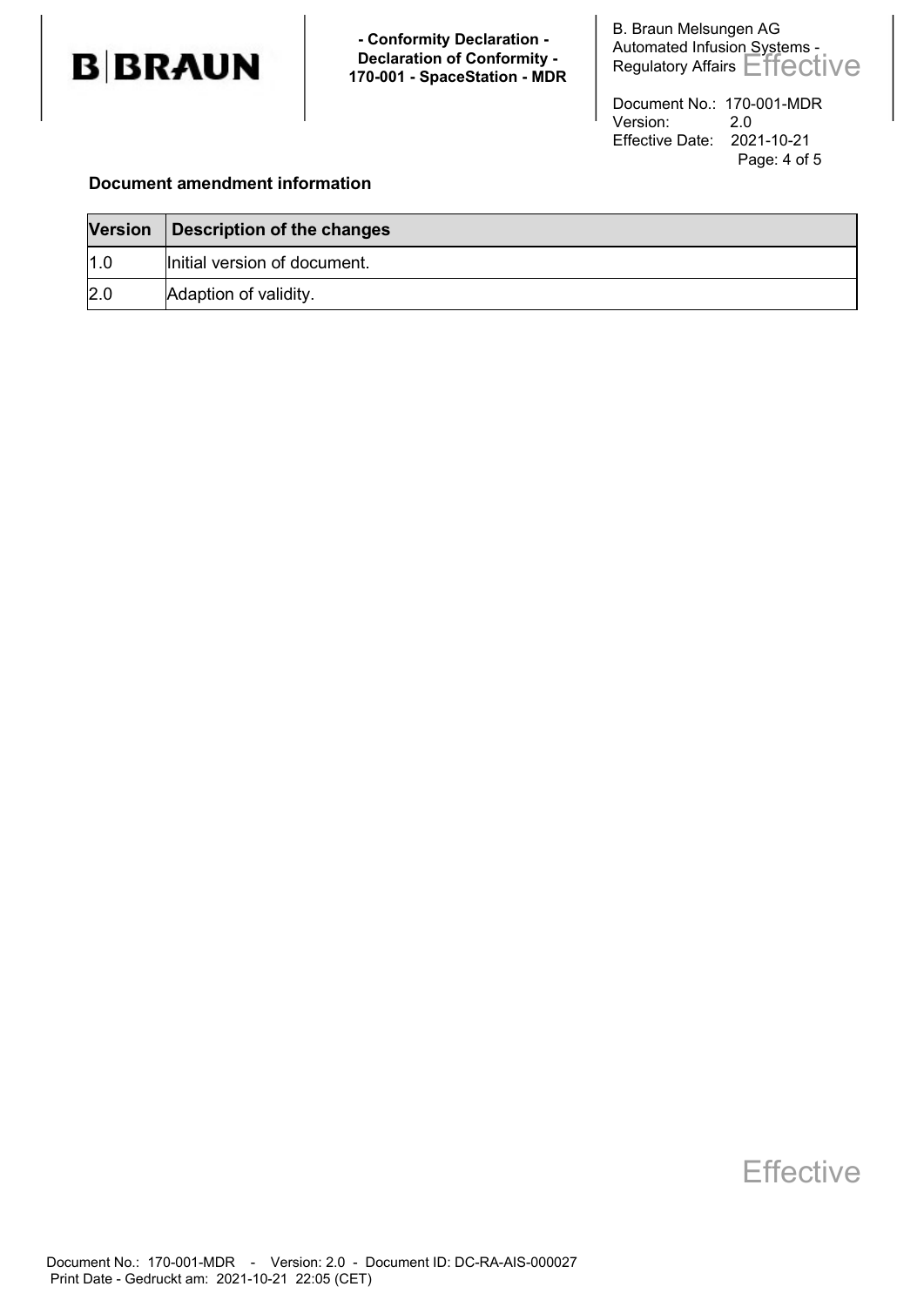**Document amendment information**

| Version | Description of the changes |
|---|---|
| 1.0 | Initial version of document. |
| 2.0 | Adaption of validity. |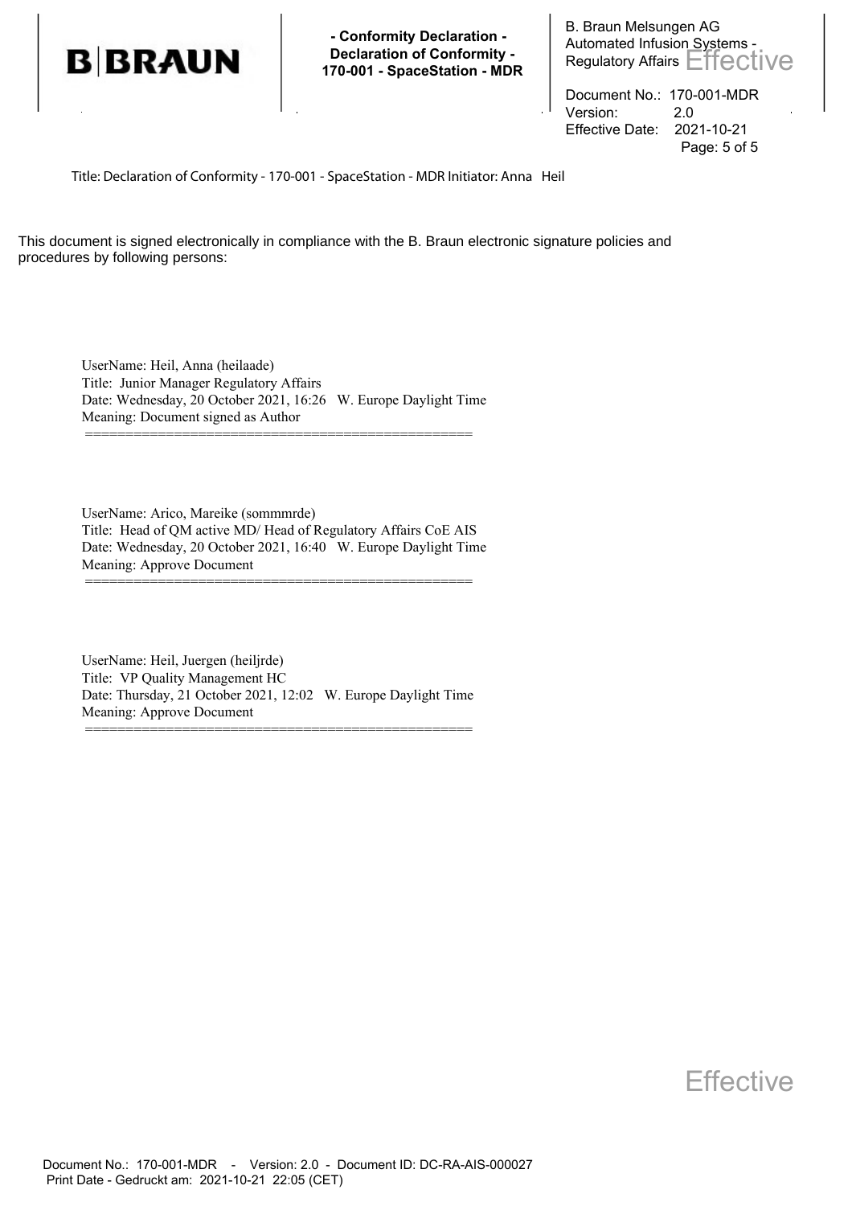Title: Declaration of Conformity - 170-001 - SpaceStation - MDR Initiator: Anna Heil

This document is signed electronically in compliance with the B. Braun electronic signature policies and procedures by following persons:

UserName: Heil, Anna (heilaade)
Title: Junior Manager Regulatory Affairs
Date: Wednesday, 20 October 2021, 16:26 W. Europe Daylight Time
Meaning: Document signed as Author
================================================

UserName: Arico, Mareike (sommmrde)
Title: Head of QM active MD/ Head of Regulatory Affairs CoE AIS
Date: Wednesday, 20 October 2021, 16:40 W. Europe Daylight Time
Meaning: Approve Document
================================================

UserName: Heil, Juergen (heiljrde)
Title: VP Quality Management HC
Date: Thursday, 21 October 2021, 12:02 W. Europe Daylight Time
Meaning: Approve Document
================================================

Effective